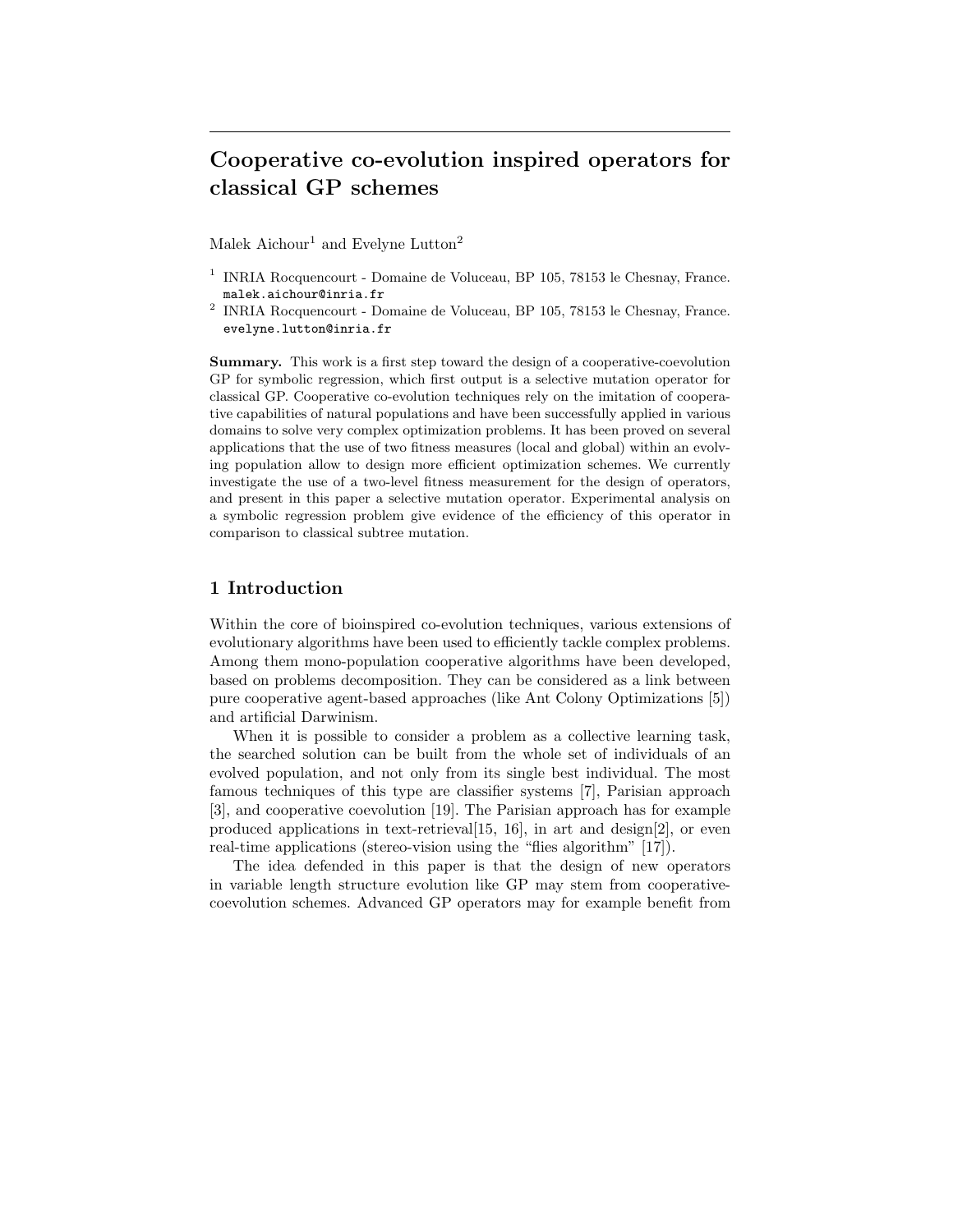# Cooperative co-evolution inspired operators for classical GP schemes

Malek Aichour[1] and Evelyne Lutton[2]

[1] INRIA Rocquencourt - Domaine de Voluceau, BP 105, 78153 le Chesnay, France. malek.aichour@inria.fr

[2] INRIA Rocquencourt - Domaine de Voluceau, BP 105, 78153 le Chesnay, France. evelyne.lutton@inria.fr

**Summary.** This work is a first step toward the design of a cooperative-coevolution GP for symbolic regression, which first output is a selective mutation operator for classical GP. Cooperative co-evolution techniques rely on the imitation of cooperative capabilities of natural populations and have been successfully applied in various domains to solve very complex optimization problems. It has been proved on several applications that the use of two fitness measures (local and global) within an evolving population allow to design more efficient optimization schemes. We currently investigate the use of a two-level fitness measurement for the design of operators, and present in this paper a selective mutation operator. Experimental analysis on a symbolic regression problem give evidence of the efficiency of this operator in comparison to classical subtree mutation.

## 1 Introduction

Within the core of bioinspired co-evolution techniques, various extensions of evolutionary algorithms have been used to efficiently tackle complex problems. Among them mono-population cooperative algorithms have been developed, based on problems decomposition. They can be considered as a link between pure cooperative agent-based approaches (like Ant Colony Optimizations [5]) and artificial Darwinism.

When it is possible to consider a problem as a collective learning task, the searched solution can be built from the whole set of individuals of an evolved population, and not only from its single best individual. The most famous techniques of this type are classifier systems [7], Parisian approach [3], and cooperative coevolution [19]. The Parisian approach has for example produced applications in text-retrieval[15, 16], in art and design[2], or even real-time applications (stereo-vision using the "flies algorithm" [17]).

The idea defended in this paper is that the design of new operators in variable length structure evolution like GP may stem from cooperative-coevolution schemes. Advanced GP operators may for example benefit from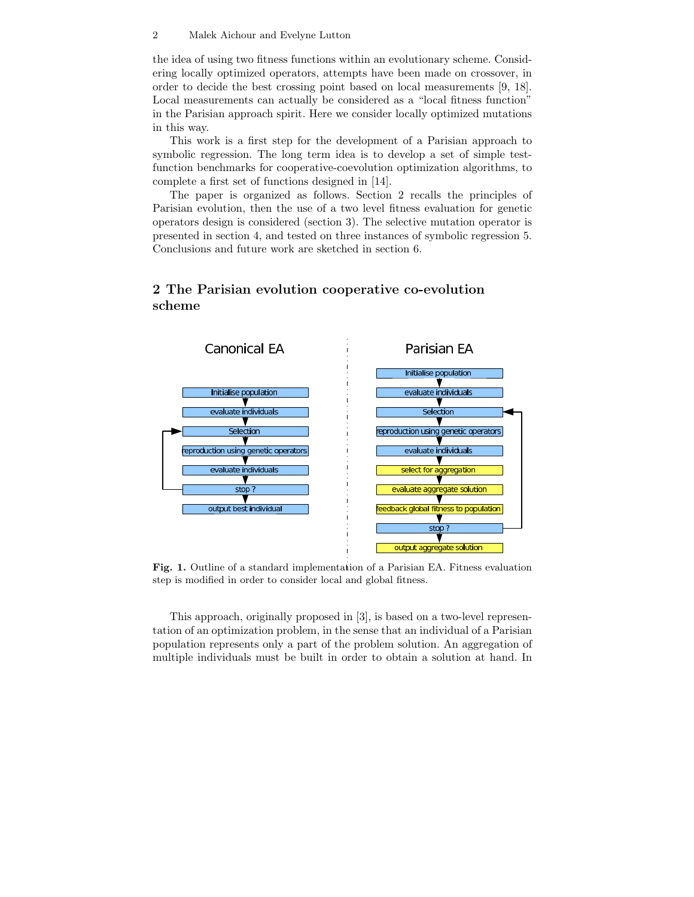the idea of using two fitness functions within an evolutionary scheme. Considering locally optimized operators, attempts have been made on crossover, in order to decide the best crossing point based on local measurements [9, 18]. Local measurements can actually be considered as a "local fitness function" in the Parisian approach spirit. Here we consider locally optimized mutations in this way.

This work is a first step for the development of a Parisian approach to symbolic regression. The long term idea is to develop a set of simple test-function benchmarks for cooperative-coevolution optimization algorithms, to complete a first set of functions designed in [14].

The paper is organized as follows. Section 2 recalls the principles of Parisian evolution, then the use of a two level fitness evaluation for genetic operators design is considered (section 3). The selective mutation operator is presented in section 4, and tested on three instances of symbolic regression 5. Conclusions and future work are sketched in section 6.

## 2 The Parisian evolution cooperative co-evolution scheme

**Fig. 1.** Outline of a standard implementation of a Parisian EA. Fitness evaluation step is modified in order to consider local and global fitness.

This approach, originally proposed in [3], is based on a two-level representation of an optimization problem, in the sense that an individual of a Parisian population represents only a part of the problem solution. An aggregation of multiple individuals must be built in order to obtain a solution at hand. In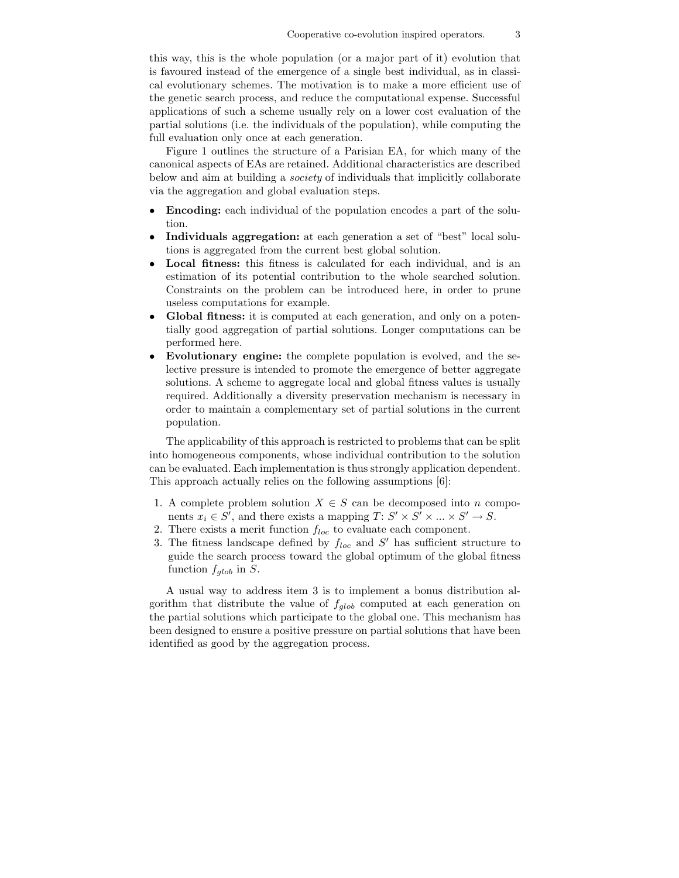this way, this is the whole population (or a major part of it) evolution that is favoured instead of the emergence of a single best individual, as in classical evolutionary schemes. The motivation is to make a more efficient use of the genetic search process, and reduce the computational expense. Successful applications of such a scheme usually rely on a lower cost evaluation of the partial solutions (i.e. the individuals of the population), while computing the full evaluation only once at each generation.

Figure 1 outlines the structure of a Parisian EA, for which many of the canonical aspects of EAs are retained. Additional characteristics are described below and aim at building a *society* of individuals that implicitly collaborate via the aggregation and global evaluation steps.

- **Encoding:** each individual of the population encodes a part of the solution.
- **Individuals aggregation:** at each generation a set of "best" local solutions is aggregated from the current best global solution.
- **Local fitness:** this fitness is calculated for each individual, and is an estimation of its potential contribution to the whole searched solution. Constraints on the problem can be introduced here, in order to prune useless computations for example.
- **Global fitness:** it is computed at each generation, and only on a potentially good aggregation of partial solutions. Longer computations can be performed here.
- **Evolutionary engine:** the complete population is evolved, and the selective pressure is intended to promote the emergence of better aggregate solutions. A scheme to aggregate local and global fitness values is usually required. Additionally a diversity preservation mechanism is necessary in order to maintain a complementary set of partial solutions in the current population.

The applicability of this approach is restricted to problems that can be split into homogeneous components, whose individual contribution to the solution can be evaluated. Each implementation is thus strongly application dependent. This approach actually relies on the following assumptions [6]:

1. A complete problem solution $X \in S$ can be decomposed into $n$ components $x_i \in S'$, and there exists a mapping $T$: $S' \times S' \times ... \times S' \rightarrow S$.
2. There exists a merit function $f_{loc}$ to evaluate each component.
3. The fitness landscape defined by $f_{loc}$ and $S'$ has sufficient structure to guide the search process toward the global optimum of the global fitness function $f_{glob}$ in $S$.

A usual way to address item 3 is to implement a bonus distribution algorithm that distribute the value of $f_{glob}$ computed at each generation on the partial solutions which participate to the global one. This mechanism has been designed to ensure a positive pressure on partial solutions that have been identified as good by the aggregation process.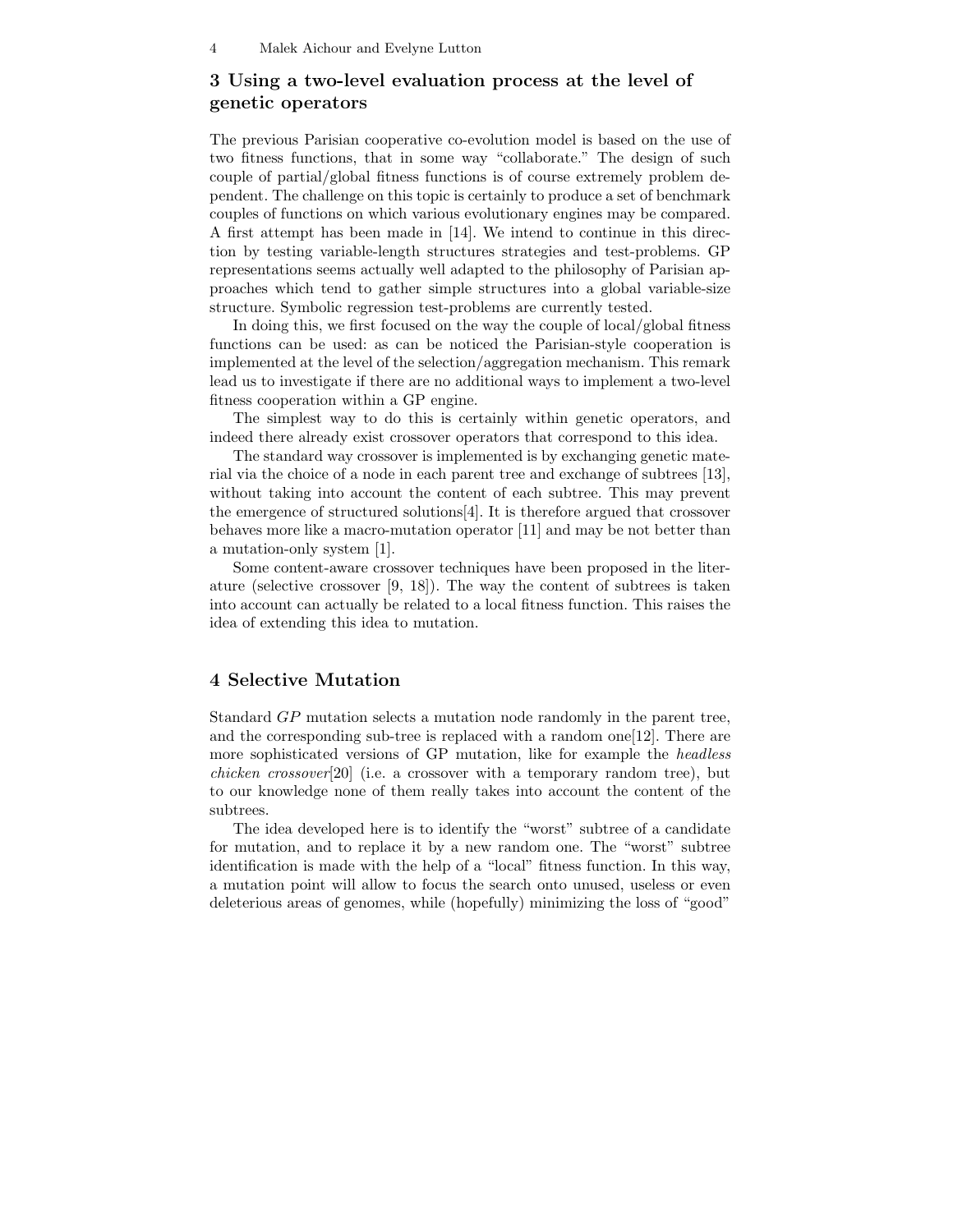## 3 Using a two-level evaluation process at the level of genetic operators

The previous Parisian cooperative co-evolution model is based on the use of two fitness functions, that in some way "collaborate." The design of such couple of partial/global fitness functions is of course extremely problem dependent. The challenge on this topic is certainly to produce a set of benchmark couples of functions on which various evolutionary engines may be compared. A first attempt has been made in [14]. We intend to continue in this direction by testing variable-length structures strategies and test-problems. GP representations seems actually well adapted to the philosophy of Parisian approaches which tend to gather simple structures into a global variable-size structure. Symbolic regression test-problems are currently tested.

In doing this, we first focused on the way the couple of local/global fitness functions can be used: as can be noticed the Parisian-style cooperation is implemented at the level of the selection/aggregation mechanism. This remark lead us to investigate if there are no additional ways to implement a two-level fitness cooperation within a GP engine.

The simplest way to do this is certainly within genetic operators, and indeed there already exist crossover operators that correspond to this idea.

The standard way crossover is implemented is by exchanging genetic material via the choice of a node in each parent tree and exchange of subtrees [13], without taking into account the content of each subtree. This may prevent the emergence of structured solutions[4]. It is therefore argued that crossover behaves more like a macro-mutation operator [11] and may be not better than a mutation-only system [1].

Some content-aware crossover techniques have been proposed in the literature (selective crossover [9, 18]). The way the content of subtrees is taken into account can actually be related to a local fitness function. This raises the idea of extending this idea to mutation.

## 4 Selective Mutation

Standard *GP* mutation selects a mutation node randomly in the parent tree, and the corresponding sub-tree is replaced with a random one[12]. There are more sophisticated versions of GP mutation, like for example the *headless chicken crossover*[20] (i.e. a crossover with a temporary random tree), but to our knowledge none of them really takes into account the content of the subtrees.

The idea developed here is to identify the "worst" subtree of a candidate for mutation, and to replace it by a new random one. The "worst" subtree identification is made with the help of a "local" fitness function. In this way, a mutation point will allow to focus the search onto unused, useless or even deleterious areas of genomes, while (hopefully) minimizing the loss of "good"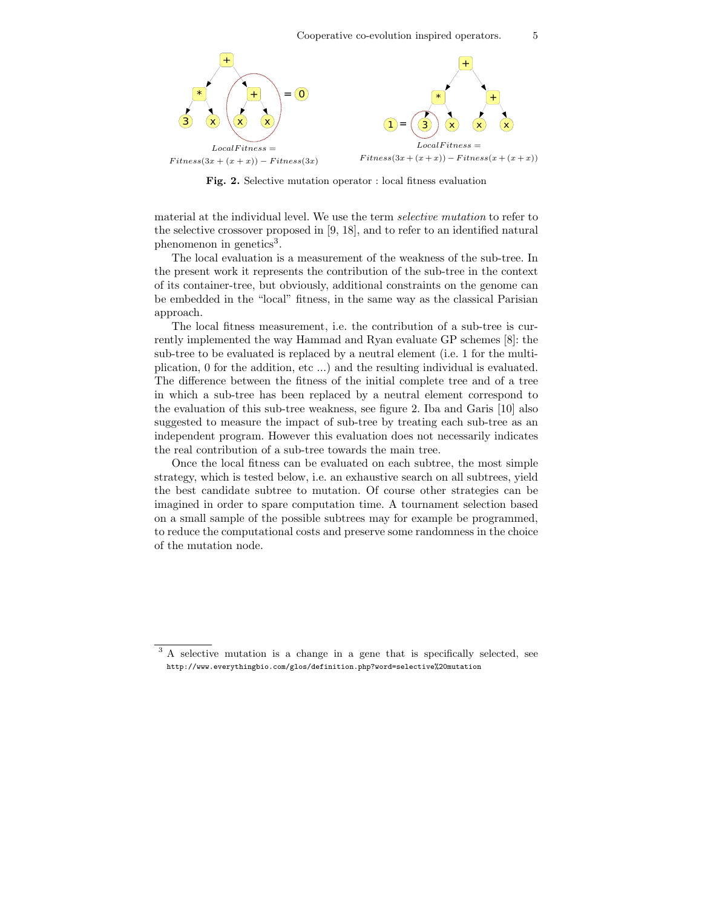$LocalFitness = Fitness(3x + (x + x)) - Fitness(3x)$

$LocalFitness = Fitness(3x + (x + x)) - Fitness(x + (x + x))$

**Fig. 2.** Selective mutation operator : local fitness evaluation

material at the individual level. We use the term *selective mutation* to refer to the selective crossover proposed in [9, 18], and to refer to an identified natural phenomenon in genetics[3].

The local evaluation is a measurement of the weakness of the sub-tree. In the present work it represents the contribution of the sub-tree in the context of its container-tree, but obviously, additional constraints on the genome can be embedded in the "local" fitness, in the same way as the classical Parisian approach.

The local fitness measurement, i.e. the contribution of a sub-tree is currently implemented the way Hammad and Ryan evaluate GP schemes [8]: the sub-tree to be evaluated is replaced by a neutral element (i.e. 1 for the multiplication, 0 for the addition, etc ...) and the resulting individual is evaluated. The difference between the fitness of the initial complete tree and of a tree in which a sub-tree has been replaced by a neutral element correspond to the evaluation of this sub-tree weakness, see figure 2. Iba and Garis [10] also suggested to measure the impact of sub-tree by treating each sub-tree as an independent program. However this evaluation does not necessarily indicates the real contribution of a sub-tree towards the main tree.

Once the local fitness can be evaluated on each subtree, the most simple strategy, which is tested below, i.e. an exhaustive search on all subtrees, yield the best candidate subtree to mutation. Of course other strategies can be imagined in order to spare computation time. A tournament selection based on a small sample of the possible subtrees may for example be programmed, to reduce the computational costs and preserve some randomness in the choice of the mutation node.

---

[3] A selective mutation is a change in a gene that is specifically selected, see http://www.everythingbio.com/glos/definition.php?word=selective%20mutation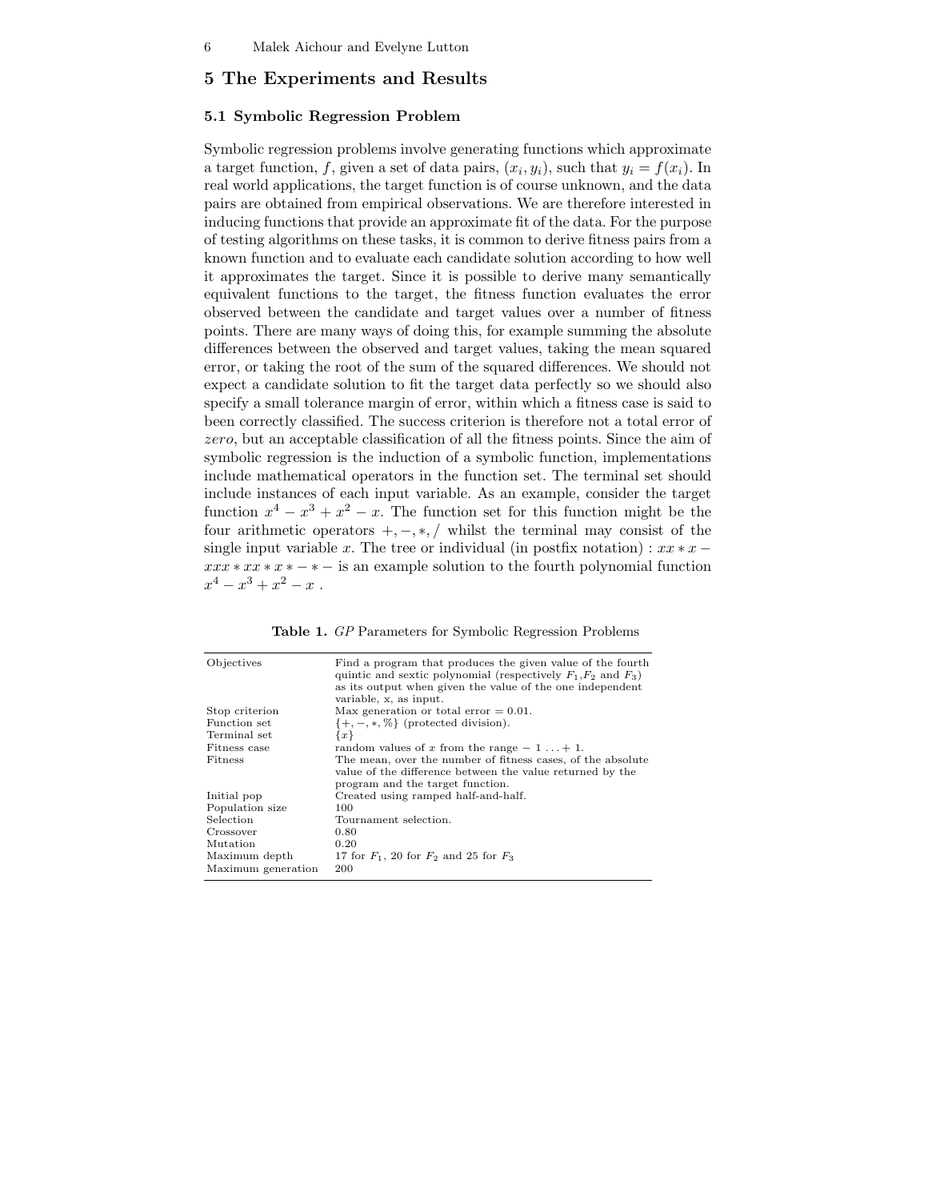## 5 The Experiments and Results

### 5.1 Symbolic Regression Problem

Symbolic regression problems involve generating functions which approximate a target function, $f$, given a set of data pairs, $(x_i, y_i)$, such that $y_i = f(x_i)$. In real world applications, the target function is of course unknown, and the data pairs are obtained from empirical observations. We are therefore interested in inducing functions that provide an approximate fit of the data. For the purpose of testing algorithms on these tasks, it is common to derive fitness pairs from a known function and to evaluate each candidate solution according to how well it approximates the target. Since it is possible to derive many semantically equivalent functions to the target, the fitness function evaluates the error observed between the candidate and target values over a number of fitness points. There are many ways of doing this, for example summing the absolute differences between the observed and target values, taking the mean squared error, or taking the root of the sum of the squared differences. We should not expect a candidate solution to fit the target data perfectly so we should also specify a small tolerance margin of error, within which a fitness case is said to been correctly classified. The success criterion is therefore not a total error of *zero*, but an acceptable classification of all the fitness points. Since the aim of symbolic regression is the induction of a symbolic function, implementations include mathematical operators in the function set. The terminal set should include instances of each input variable. As an example, consider the target function $x^4 - x^3 + x^2 - x$. The function set for this function might be the four arithmetic operators $+, -, *, /$ whilst the terminal may consist of the single input variable $x$. The tree or individual (in postfix notation) : $xx*x-xxx*xx*x*-*-$ is an example solution to the fourth polynomial function $x^4 - x^3 + x^2 - x$ .

**Table 1.** *GP* Parameters for Symbolic Regression Problems

| | |
|---|---|
| Objectives | Find a program that produces the given value of the fourth quintic and sextic polynomial (respectively $F_1$,$F_2$ and $F_3$) as its output when given the value of the one independent variable, x, as input. |
| Stop criterion | Max generation or total error = 0.01. |
| Function set | $\{+, -, *, \%\}$ (protected division). |
| Terminal set | $\{x\}$ |
| Fitness case | random values of $x$ from the range $-1 \ldots +1$. |
| Fitness | The mean, over the number of fitness cases, of the absolute value of the difference between the value returned by the program and the target function. |
| Initial pop | Created using ramped half-and-half. |
| Population size | 100 |
| Selection | Tournament selection. |
| Crossover | 0.80 |
| Mutation | 0.20 |
| Maximum depth | 17 for $F_1$, 20 for $F_2$ and 25 for $F_3$ |
| Maximum generation | 200 |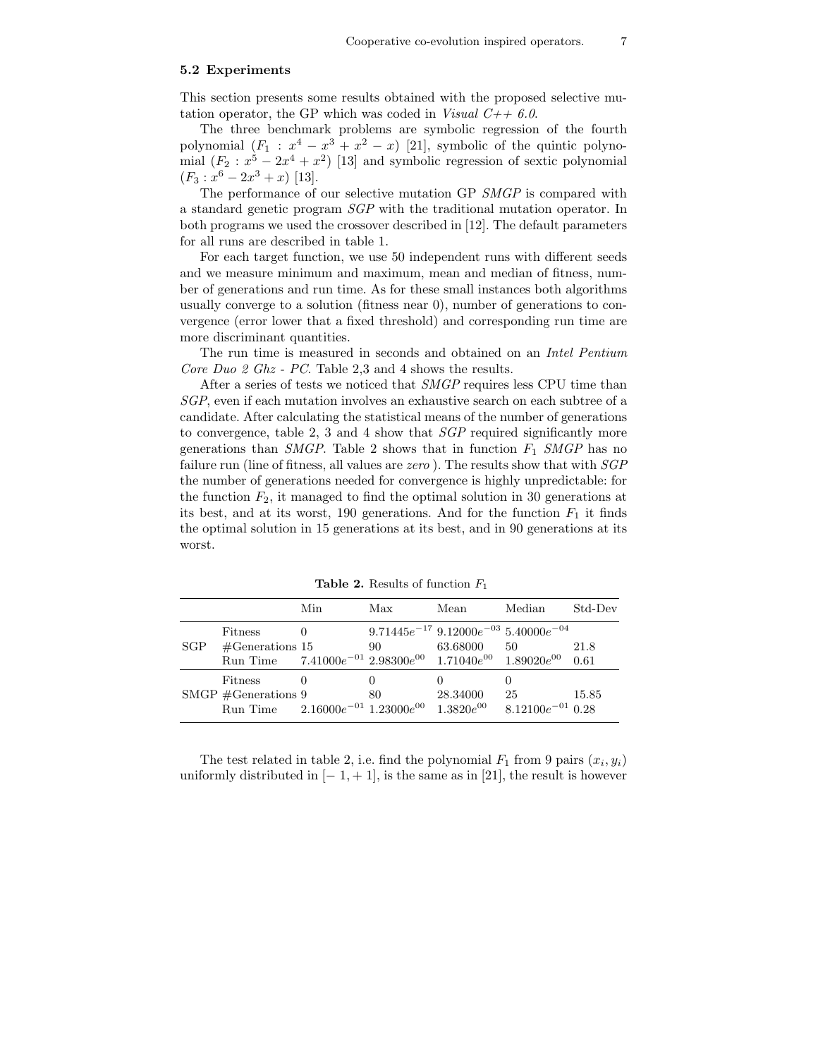### 5.2 Experiments

This section presents some results obtained with the proposed selective mutation operator, the GP which was coded in *Visual C++ 6.0*.

The three benchmark problems are symbolic regression of the fourth polynomial ($F_1 : x^4 - x^3 + x^2 - x$) [21], symbolic of the quintic polynomial ($F_2 : x^5 - 2x^4 + x^2$) [13] and symbolic regression of sextic polynomial ($F_3 : x^6 - 2x^3 + x$) [13].

The performance of our selective mutation GP *SMGP* is compared with a standard genetic program *SGP* with the traditional mutation operator. In both programs we used the crossover described in [12]. The default parameters for all runs are described in table 1.

For each target function, we use 50 independent runs with different seeds and we measure minimum and maximum, mean and median of fitness, number of generations and run time. As for these small instances both algorithms usually converge to a solution (fitness near 0), number of generations to convergence (error lower that a fixed threshold) and corresponding run time are more discriminant quantities.

The run time is measured in seconds and obtained on an *Intel Pentium Core Duo 2 Ghz - PC*. Table 2,3 and 4 shows the results.

After a series of tests we noticed that *SMGP* requires less CPU time than *SGP*, even if each mutation involves an exhaustive search on each subtree of a candidate. After calculating the statistical means of the number of generations to convergence, table 2, 3 and 4 show that *SGP* required significantly more generations than *SMGP*. Table 2 shows that in function $F_1$ *SMGP* has no failure run (line of fitness, all values are *zero* ). The results show that with *SGP* the number of generations needed for convergence is highly unpredictable: for the function $F_2$, it managed to find the optimal solution in 30 generations at its best, and at its worst, 190 generations. And for the function $F_1$ it finds the optimal solution in 15 generations at its best, and in 90 generations at its worst.

**Table 2.** Results of function $F_1$

| | | Min | Max | Mean | Median | Std-Dev |
|---|---|---|---|---|---|---|
| SGP | Fitness | 0 | $9.71445e^{-17}$ | $9.12000e^{-03}$ | $5.40000e^{-04}$ | |
| | #Generations | 15 | 90 | 63.68000 | 50 | 21.8 |
| | Run Time | $7.41000e^{-01}$ | $2.98300e^{00}$ | $1.71040e^{00}$ | $1.89020e^{00}$ | 0.61 |
| SMGP | Fitness | 0 | 0 | 0 | 0 | |
| | #Generations | 9 | 80 | 28.34000 | 25 | 15.85 |
| | Run Time | $2.16000e^{-01}$ | $1.23000e^{00}$ | $1.3820e^{00}$ | $8.12100e^{-01}$ | 0.28 |

The test related in table 2, i.e. find the polynomial $F_1$ from 9 pairs $(x_i, y_i)$ uniformly distributed in $[-1, +1]$, is the same as in [21], the result is however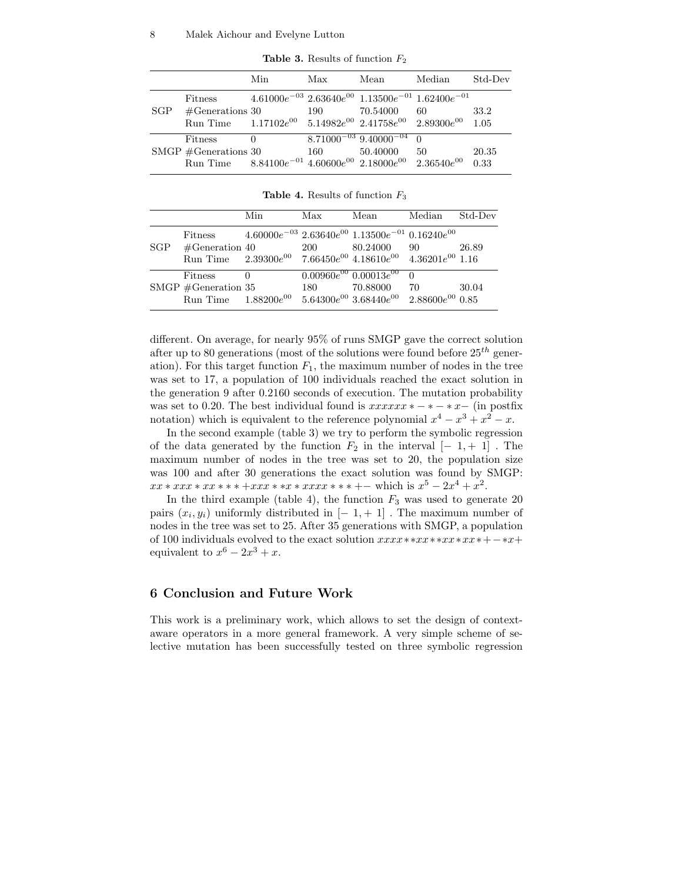**Table 3.** Results of function $F_2$

| | | Min | Max | Mean | Median | Std-Dev |
|---|---|---|---|---|---|---|
| SGP | Fitness | $4.61000e^{-03}$ | $2.63640e^{00}$ | $1.13500e^{-01}$ | $1.62400e^{-01}$ | |
| | #Generations | 30 | 190 | 70.54000 | 60 | 33.2 |
| | Run Time | $1.17102e^{00}$ | $5.14982e^{00}$ | $2.41758e^{00}$ | $2.89300e^{00}$ | 1.05 |
| SMGP | Fitness | 0 | $8.71000^{-03}$ | $9.40000^{-04}$ | 0 | |
| | #Generations | 30 | 160 | 50.40000 | 50 | 20.35 |
| | Run Time | $8.84100e^{-01}$ | $4.60600e^{00}$ | $2.18000e^{00}$ | $2.36540e^{00}$ | 0.33 |

**Table 4.** Results of function $F_3$

| | | Min | Max | Mean | Median | Std-Dev |
|---|---|---|---|---|---|---|
| SGP | Fitness | $4.60000e^{-03}$ | $2.63640e^{00}$ | $1.13500e^{-01}$ | $0.16240e^{00}$ | |
| | #Generation | 40 | 200 | 80.24000 | 90 | 26.89 |
| | Run Time | $2.39300e^{00}$ | $7.66450e^{00}$ | $4.18610e^{00}$ | $4.36201e^{00}$ | 1.16 |
| SMGP | Fitness | 0 | $0.00960e^{00}$ | $0.00013e^{00}$ | 0 | |
| | #Generation | 35 | 180 | 70.88000 | 70 | 30.04 |
| | Run Time | $1.88200e^{00}$ | $5.64300e^{00}$ | $3.68440e^{00}$ | $2.88600e^{00}$ | 0.85 |

different. On average, for nearly 95% of runs SMGP gave the correct solution after up to 80 generations (most of the solutions were found before $25^{th}$ generation). For this target function $F_1$, the maximum number of nodes in the tree was set to 17, a population of 100 individuals reached the exact solution in the generation 9 after 0.2160 seconds of execution. The mutation probability was set to 0.20. The best individual found is $xxxxxx * - * - * x -$ (in postfix notation) which is equivalent to the reference polynomial $x^4 - x^3 + x^2 - x$.

In the second example (table 3) we try to perform the symbolic regression of the data generated by the function $F_2$ in the interval $[-1, +1]$ . The maximum number of nodes in the tree was set to 20, the population size was 100 and after 30 generations the exact solution was found by SMGP: $xx * xxx * xx * * * + xxx * * x * xxxx * * * + -$ which is $x^5 - 2x^4 + x^2$.

In the third example (table 4), the function $F_3$ was used to generate 20 pairs $(x_i, y_i)$ uniformly distributed in $[-1, +1]$ . The maximum number of nodes in the tree was set to 25. After 35 generations with SMGP, a population of 100 individuals evolved to the exact solution $xxxx * * xx * * xx * xx * + - * x +$ equivalent to $x^6 - 2x^3 + x$.

## 6 Conclusion and Future Work

This work is a preliminary work, which allows to set the design of context-aware operators in a more general framework. A very simple scheme of selective mutation has been successfully tested on three symbolic regression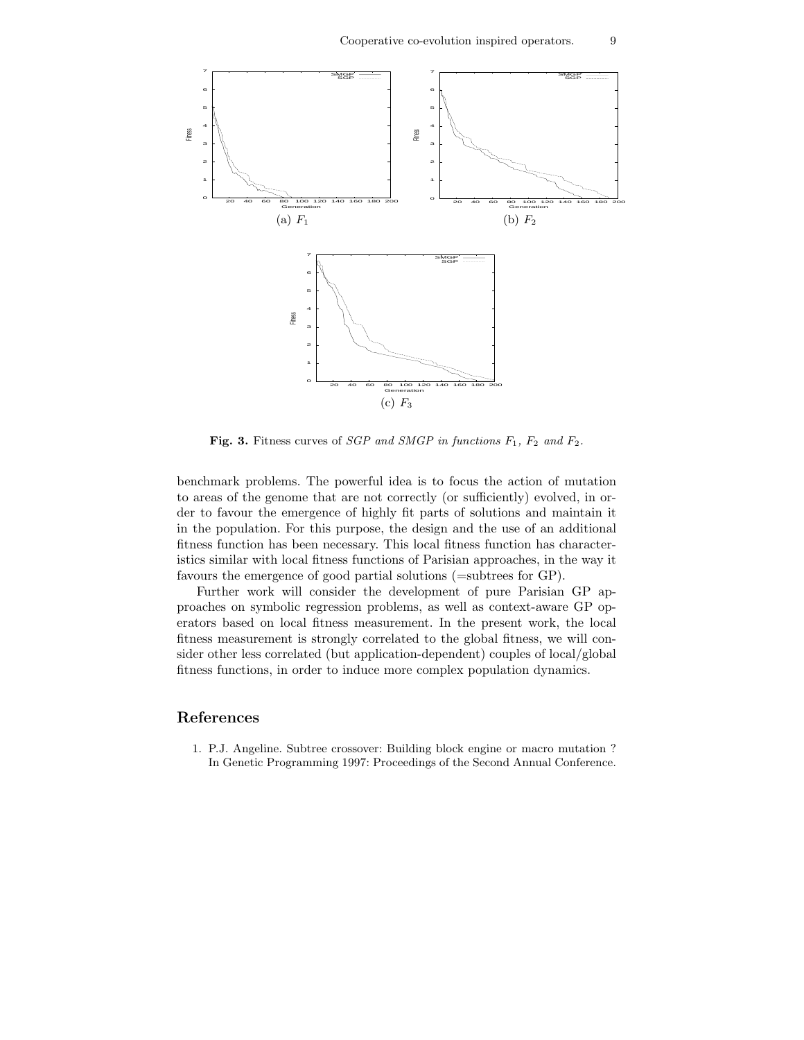(a) $F_1$

(b) $F_2$

(c) $F_3$

**Fig. 3.** Fitness curves of *SGP and SMGP in functions* $F_1$*,* $F_2$ *and* $F_2$*.*

benchmark problems. The powerful idea is to focus the action of mutation to areas of the genome that are not correctly (or sufficiently) evolved, in order to favour the emergence of highly fit parts of solutions and maintain it in the population. For this purpose, the design and the use of an additional fitness function has been necessary. This local fitness function has characteristics similar with local fitness functions of Parisian approaches, in the way it favours the emergence of good partial solutions (=subtrees for GP).

Further work will consider the development of pure Parisian GP approaches on symbolic regression problems, as well as context-aware GP operators based on local fitness measurement. In the present work, the local fitness measurement is strongly correlated to the global fitness, we will consider other less correlated (but application-dependent) couples of local/global fitness functions, in order to induce more complex population dynamics.

## References

1. P.J. Angeline. Subtree crossover: Building block engine or macro mutation ? In Genetic Programming 1997: Proceedings of the Second Annual Conference.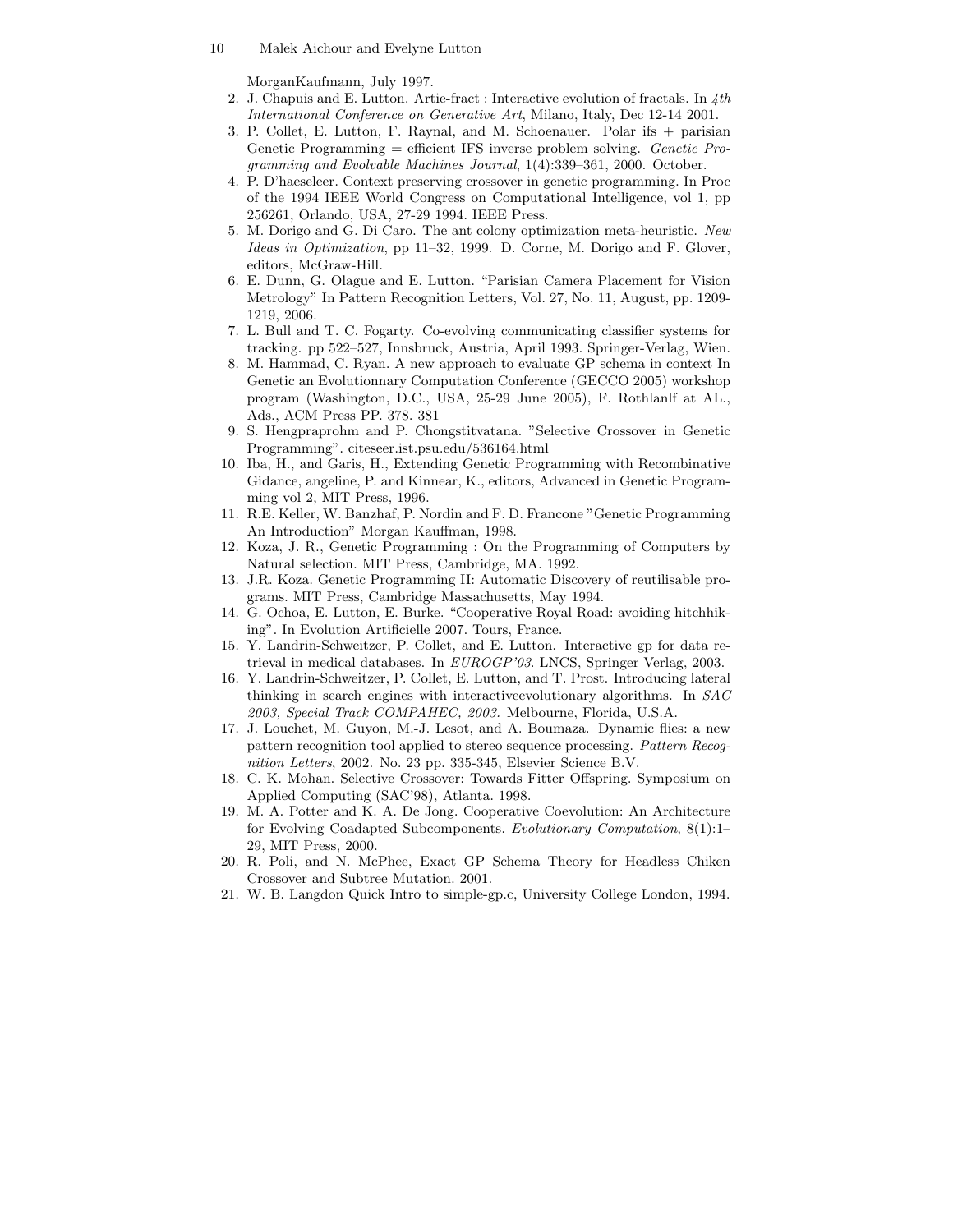MorganKaufmann, July 1997.

2. J. Chapuis and E. Lutton. Artie-fract : Interactive evolution of fractals. In *4th International Conference on Generative Art*, Milano, Italy, Dec 12-14 2001.
3. P. Collet, E. Lutton, F. Raynal, and M. Schoenauer. Polar ifs + parisian Genetic Programming = efficient IFS inverse problem solving. *Genetic Programming and Evolvable Machines Journal*, 1(4):339–361, 2000. October.
4. P. D'haeseleer. Context preserving crossover in genetic programming. In Proc of the 1994 IEEE World Congress on Computational Intelligence, vol 1, pp 256261, Orlando, USA, 27-29 1994. IEEE Press.
5. M. Dorigo and G. Di Caro. The ant colony optimization meta-heuristic. *New Ideas in Optimization*, pp 11–32, 1999. D. Corne, M. Dorigo and F. Glover, editors, McGraw-Hill.
6. E. Dunn, G. Olague and E. Lutton. "Parisian Camera Placement for Vision Metrology" In Pattern Recognition Letters, Vol. 27, No. 11, August, pp. 1209-1219, 2006.
7. L. Bull and T. C. Fogarty. Co-evolving communicating classifier systems for tracking. pp 522–527, Innsbruck, Austria, April 1993. Springer-Verlag, Wien.
8. M. Hammad, C. Ryan. A new approach to evaluate GP schema in context In Genetic an Evolutionnary Computation Conference (GECCO 2005) workshop program (Washington, D.C., USA, 25-29 June 2005), F. Rothlanlf at AL., Ads., ACM Press PP. 378. 381
9. S. Hengpraprohm and P. Chongstitvatana. "Selective Crossover in Genetic Programming". citeseer.ist.psu.edu/536164.html
10. Iba, H., and Garis, H., Extending Genetic Programming with Recombinative Gidance, angeline, P. and Kinnear, K., editors, Advanced in Genetic Programming vol 2, MIT Press, 1996.
11. R.E. Keller, W. Banzhaf, P. Nordin and F. D. Francone "Genetic Programming An Introduction" Morgan Kauffman, 1998.
12. Koza, J. R., Genetic Programming : On the Programming of Computers by Natural selection. MIT Press, Cambridge, MA. 1992.
13. J.R. Koza. Genetic Programming II: Automatic Discovery of reutilisable programs. MIT Press, Cambridge Massachusetts, May 1994.
14. G. Ochoa, E. Lutton, E. Burke. "Cooperative Royal Road: avoiding hitchhiking". In Evolution Artificielle 2007. Tours, France.
15. Y. Landrin-Schweitzer, P. Collet, and E. Lutton. Interactive gp for data retrieval in medical databases. In *EUROGP'03*. LNCS, Springer Verlag, 2003.
16. Y. Landrin-Schweitzer, P. Collet, E. Lutton, and T. Prost. Introducing lateral thinking in search engines with interactiveevolutionary algorithms. In *SAC 2003, Special Track COMPAHEC, 2003.* Melbourne, Florida, U.S.A.
17. J. Louchet, M. Guyon, M.-J. Lesot, and A. Boumaza. Dynamic flies: a new pattern recognition tool applied to stereo sequence processing. *Pattern Recognition Letters*, 2002. No. 23 pp. 335-345, Elsevier Science B.V.
18. C. K. Mohan. Selective Crossover: Towards Fitter Offspring. Symposium on Applied Computing (SAC'98), Atlanta. 1998.
19. M. A. Potter and K. A. De Jong. Cooperative Coevolution: An Architecture for Evolving Coadapted Subcomponents. *Evolutionary Computation*, 8(1):1–29, MIT Press, 2000.
20. R. Poli, and N. McPhee, Exact GP Schema Theory for Headless Chiken Crossover and Subtree Mutation. 2001.
21. W. B. Langdon Quick Intro to simple-gp.c, University College London, 1994.